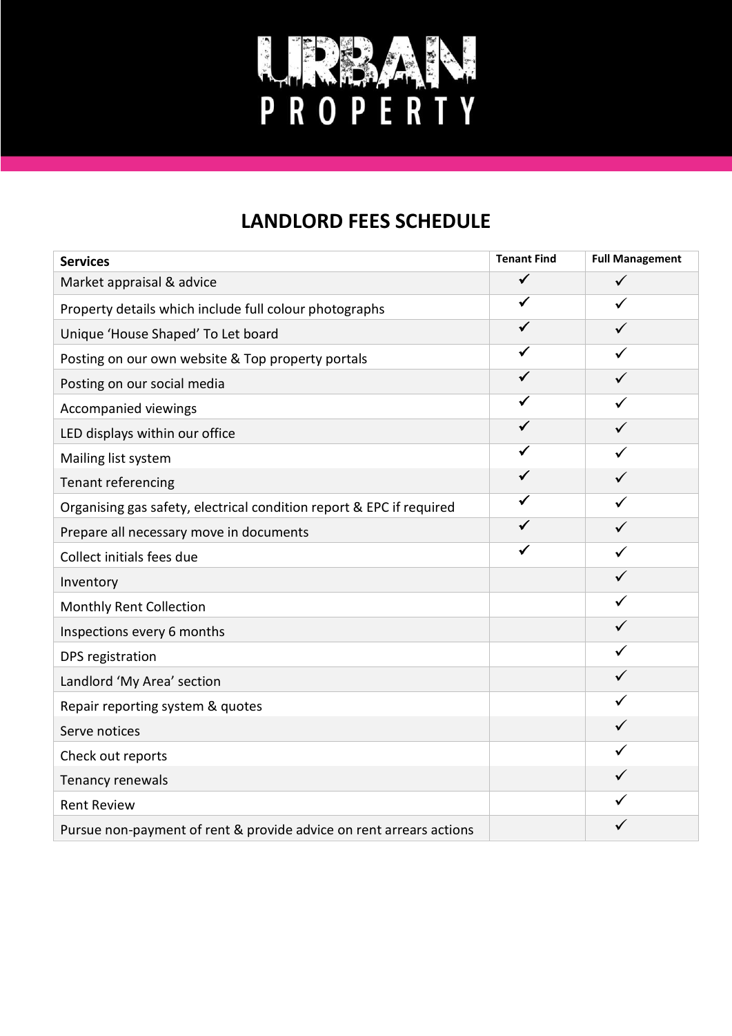# URBAN PROPERTY

## LANDLORD FEES SCHEDULE

| Services | Tenant Find | Full Management |
|---|---|---|
| Market appraisal & advice | ✓ | ✓ |
| Property details which include full colour photographs | ✓ | ✓ |
| Unique 'House Shaped' To Let board | ✓ | ✓ |
| Posting on our own website & Top property portals | ✓ | ✓ |
| Posting on our social media | ✓ | ✓ |
| Accompanied viewings | ✓ | ✓ |
| LED displays within our office | ✓ | ✓ |
| Mailing list system | ✓ | ✓ |
| Tenant referencing | ✓ | ✓ |
| Organising gas safety, electrical condition report & EPC if required | ✓ | ✓ |
| Prepare all necessary move in documents | ✓ | ✓ |
| Collect initials fees due | ✓ | ✓ |
| Inventory | | ✓ |
| Monthly Rent Collection | | ✓ |
| Inspections every 6 months | | ✓ |
| DPS registration | | ✓ |
| Landlord 'My Area' section | | ✓ |
| Repair reporting system & quotes | | ✓ |
| Serve notices | | ✓ |
| Check out reports | | ✓ |
| Tenancy renewals | | ✓ |
| Rent Review | | ✓ |
| Pursue non-payment of rent & provide advice on rent arrears actions | | ✓ |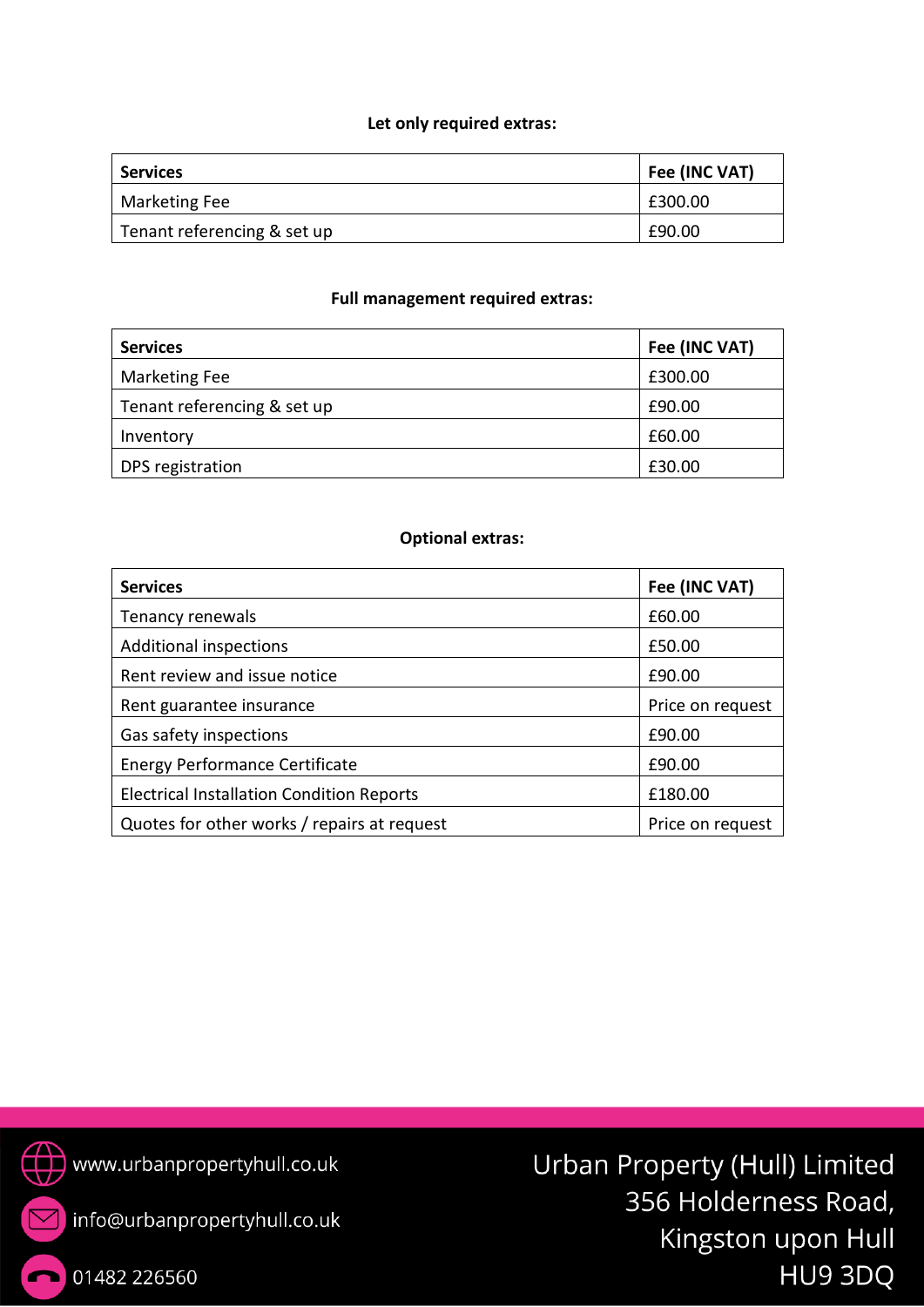**Let only required extras:**

| Services | Fee (INC VAT) |
|---|---|
| Marketing Fee | £300.00 |
| Tenant referencing & set up | £90.00 |

**Full management required extras:**

| Services | Fee (INC VAT) |
|---|---|
| Marketing Fee | £300.00 |
| Tenant referencing & set up | £90.00 |
| Inventory | £60.00 |
| DPS registration | £30.00 |

**Optional extras:**

| Services | Fee (INC VAT) |
|---|---|
| Tenancy renewals | £60.00 |
| Additional inspections | £50.00 |
| Rent review and issue notice | £90.00 |
| Rent guarantee insurance | Price on request |
| Gas safety inspections | £90.00 |
| Energy Performance Certificate | £90.00 |
| Electrical Installation Condition Reports | £180.00 |
| Quotes for other works / repairs at request | Price on request |

www.urbanpropertyhull.co.uk

info@urbanpropertyhull.co.uk

01482 226560

Urban Property (Hull) Limited
356 Holderness Road,
Kingston upon Hull
HU9 3DQ